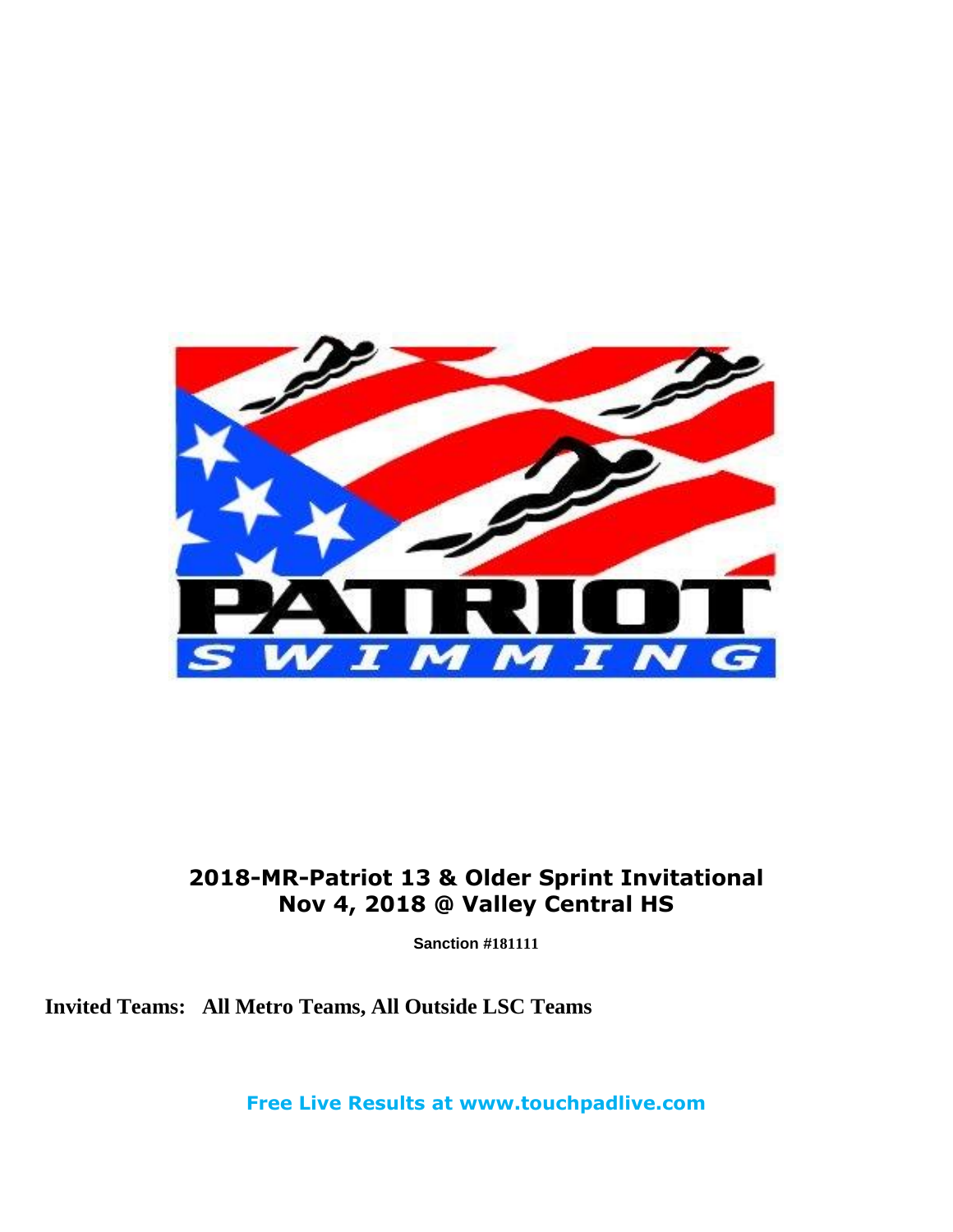# 2018-MR-Patriot 13 & Older Sprint Invitational
## Nov 4, 2018 @ Valley Central HS

**Sanction #181111**

**Invited Teams: All Metro Teams, All Outside LSC Teams**

**Free Live Results at www.touchpadlive.com**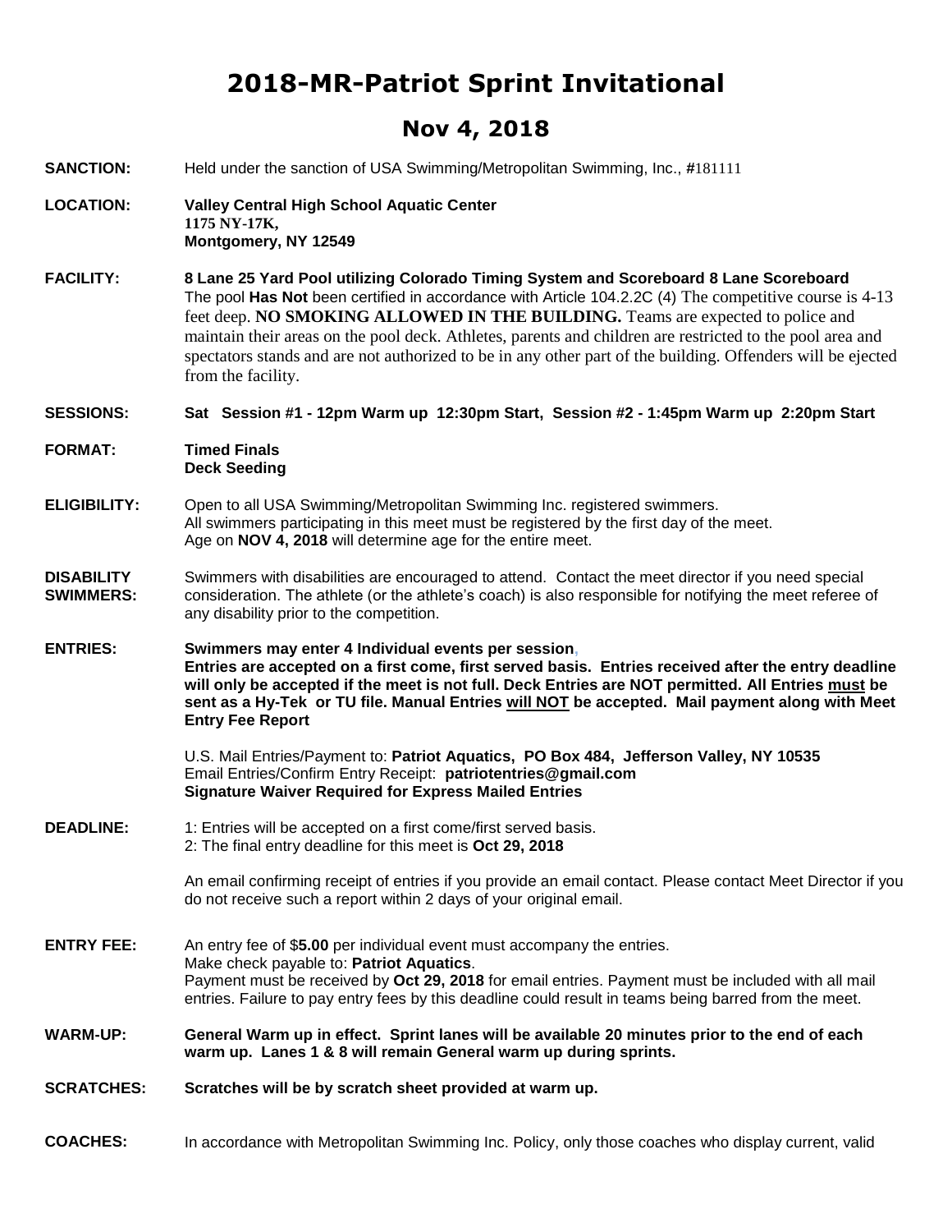# 2018-MR-Patriot Sprint Invitational

## Nov 4, 2018

**SANCTION:** Held under the sanction of USA Swimming/Metropolitan Swimming, Inc., #181111

**LOCATION:** **Valley Central High School Aquatic Center**
**1175 NY-17K,**
**Montgomery, NY 12549**

**FACILITY:** **8 Lane 25 Yard Pool utilizing Colorado Timing System and Scoreboard 8 Lane Scoreboard**
The pool **Has Not** been certified in accordance with Article 104.2.2C (4) The competitive course is 4-13 feet deep. **NO SMOKING ALLOWED IN THE BUILDING.** Teams are expected to police and maintain their areas on the pool deck. Athletes, parents and children are restricted to the pool area and spectators stands and are not authorized to be in any other part of the building. Offenders will be ejected from the facility.

**SESSIONS:** **Sat Session #1 - 12pm Warm up 12:30pm Start, Session #2 - 1:45pm Warm up 2:20pm Start**

**FORMAT:** **Timed Finals**
**Deck Seeding**

**ELIGIBILITY:** Open to all USA Swimming/Metropolitan Swimming Inc. registered swimmers.
All swimmers participating in this meet must be registered by the first day of the meet.
Age on **NOV 4, 2018** will determine age for the entire meet.

**DISABILITY SWIMMERS:** Swimmers with disabilities are encouraged to attend. Contact the meet director if you need special consideration. The athlete (or the athlete's coach) is also responsible for notifying the meet referee of any disability prior to the competition.

**ENTRIES:** **Swimmers may enter 4 Individual events per session,**
**Entries are accepted on a first come, first served basis. Entries received after the entry deadline will only be accepted if the meet is not full. Deck Entries are NOT permitted. All Entries must be sent as a Hy-Tek or TU file. Manual Entries will NOT be accepted. Mail payment along with Meet Entry Fee Report**

U.S. Mail Entries/Payment to: **Patriot Aquatics, PO Box 484, Jefferson Valley, NY 10535**
Email Entries/Confirm Entry Receipt: **patriotentries@gmail.com**
**Signature Waiver Required for Express Mailed Entries**

**DEADLINE:** 1: Entries will be accepted on a first come/first served basis.
2: The final entry deadline for this meet is **Oct 29, 2018**

An email confirming receipt of entries if you provide an email contact. Please contact Meet Director if you do not receive such a report within 2 days of your original email.

**ENTRY FEE:** An entry fee of $**5.00** per individual event must accompany the entries.
Make check payable to: **Patriot Aquatics**.
Payment must be received by **Oct 29, 2018** for email entries. Payment must be included with all mail entries. Failure to pay entry fees by this deadline could result in teams being barred from the meet.

**WARM-UP:** **General Warm up in effect. Sprint lanes will be available 20 minutes prior to the end of each warm up. Lanes 1 & 8 will remain General warm up during sprints.**

**SCRATCHES:** **Scratches will be by scratch sheet provided at warm up.**

**COACHES:** In accordance with Metropolitan Swimming Inc. Policy, only those coaches who display current, valid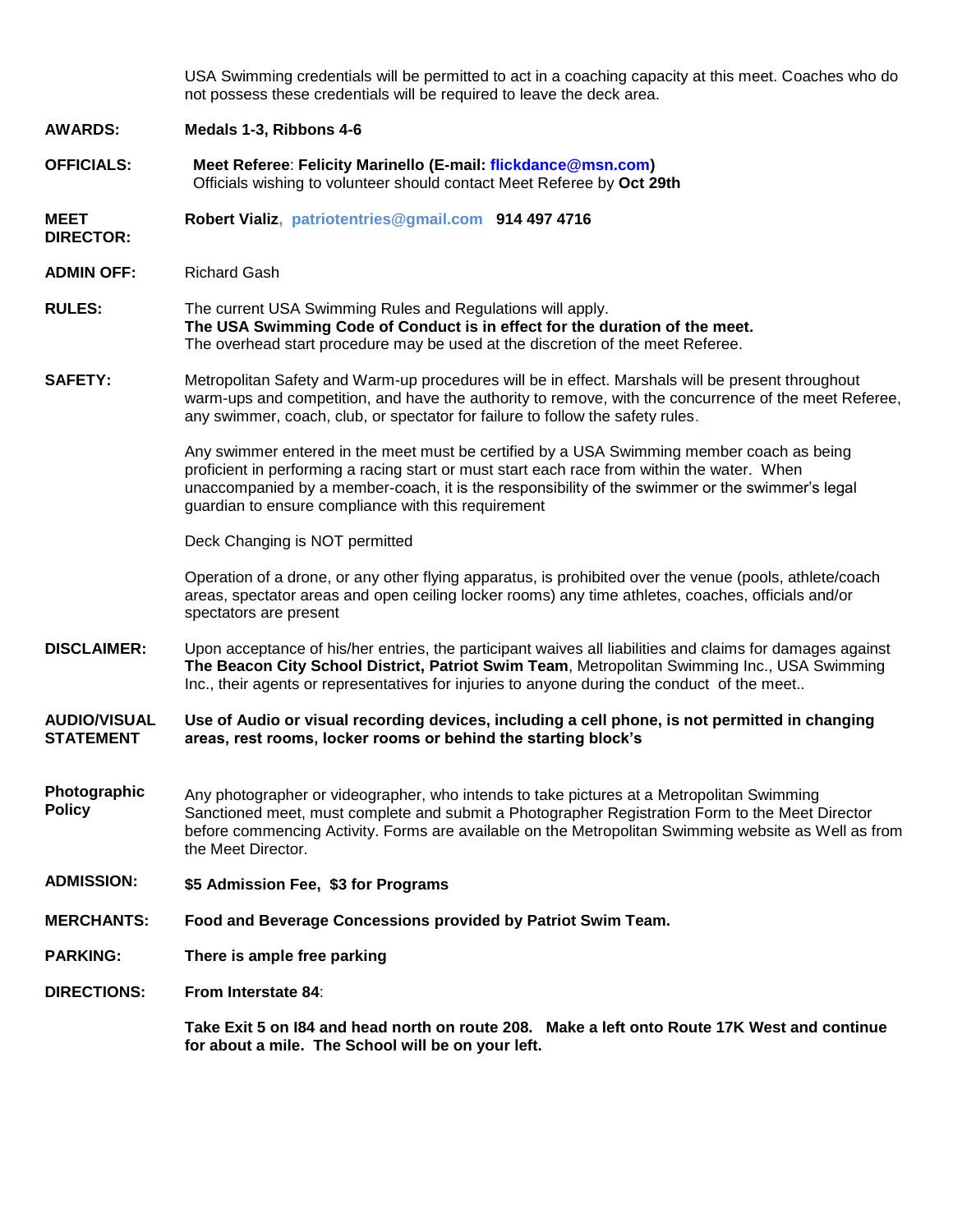USA Swimming credentials will be permitted to act in a coaching capacity at this meet. Coaches who do not possess these credentials will be required to leave the deck area.

**AWARDS:** **Medals 1-3, Ribbons 4-6**

**OFFICIALS:** **Meet Referee**: **Felicity Marinello (E-mail: flickdance@msn.com)**
Officials wishing to volunteer should contact Meet Referee by **Oct 29th**

**MEET DIRECTOR:** **Robert Vializ, patriotentries@gmail.com 914 497 4716**

**ADMIN OFF:** Richard Gash

**RULES:** The current USA Swimming Rules and Regulations will apply.
**The USA Swimming Code of Conduct is in effect for the duration of the meet.**
The overhead start procedure may be used at the discretion of the meet Referee.

**SAFETY:** Metropolitan Safety and Warm-up procedures will be in effect. Marshals will be present throughout warm-ups and competition, and have the authority to remove, with the concurrence of the meet Referee, any swimmer, coach, club, or spectator for failure to follow the safety rules.

Any swimmer entered in the meet must be certified by a USA Swimming member coach as being proficient in performing a racing start or must start each race from within the water. When unaccompanied by a member-coach, it is the responsibility of the swimmer or the swimmer's legal guardian to ensure compliance with this requirement

Deck Changing is NOT permitted

Operation of a drone, or any other flying apparatus, is prohibited over the venue (pools, athlete/coach areas, spectator areas and open ceiling locker rooms) any time athletes, coaches, officials and/or spectators are present

**DISCLAIMER:** Upon acceptance of his/her entries, the participant waives all liabilities and claims for damages against **The Beacon City School District, Patriot Swim Team**, Metropolitan Swimming Inc., USA Swimming Inc., their agents or representatives for injuries to anyone during the conduct of the meet..

**AUDIO/VISUAL STATEMENT** **Use of Audio or visual recording devices, including a cell phone, is not permitted in changing areas, rest rooms, locker rooms or behind the starting block's**

**Photographic Policy** Any photographer or videographer, who intends to take pictures at a Metropolitan Swimming Sanctioned meet, must complete and submit a Photographer Registration Form to the Meet Director before commencing Activity. Forms are available on the Metropolitan Swimming website as Well as from the Meet Director.

**ADMISSION:** **$5 Admission Fee, $3 for Programs**

**MERCHANTS:** **Food and Beverage Concessions provided by Patriot Swim Team.**

**PARKING:** **There is ample free parking**

**DIRECTIONS:** **From Interstate 84**:

**Take Exit 5 on I84 and head north on route 208. Make a left onto Route 17K West and continue for about a mile. The School will be on your left.**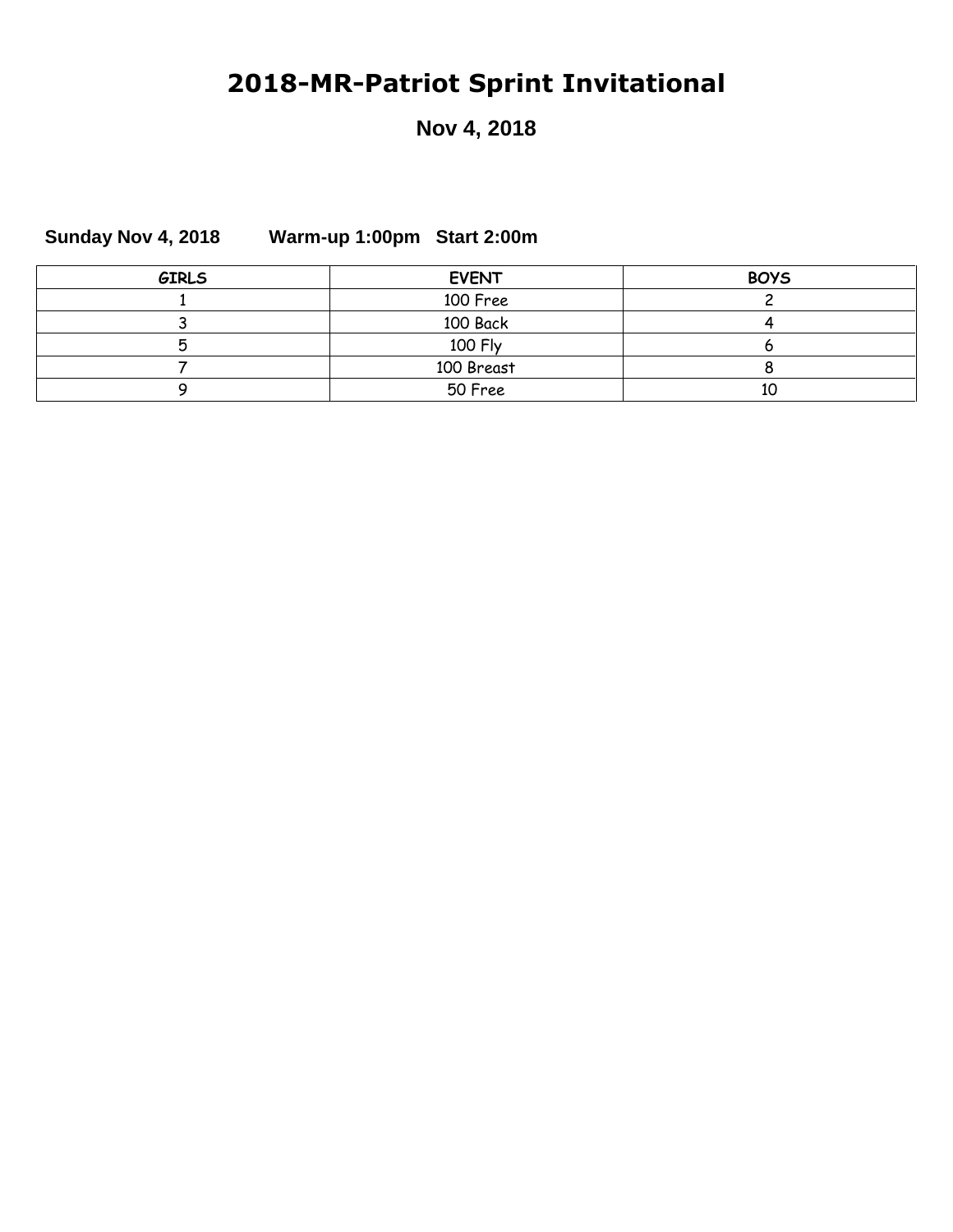# 2018-MR-Patriot Sprint Invitational

## Nov 4, 2018

**Sunday Nov 4, 2018 Warm-up 1:00pm Start 2:00m**

| GIRLS | EVENT | BOYS |
|---|---|---|
| 1 | 100 Free | 2 |
| 3 | 100 Back | 4 |
| 5 | 100 Fly | 6 |
| 7 | 100 Breast | 8 |
| 9 | 50 Free | 10 |